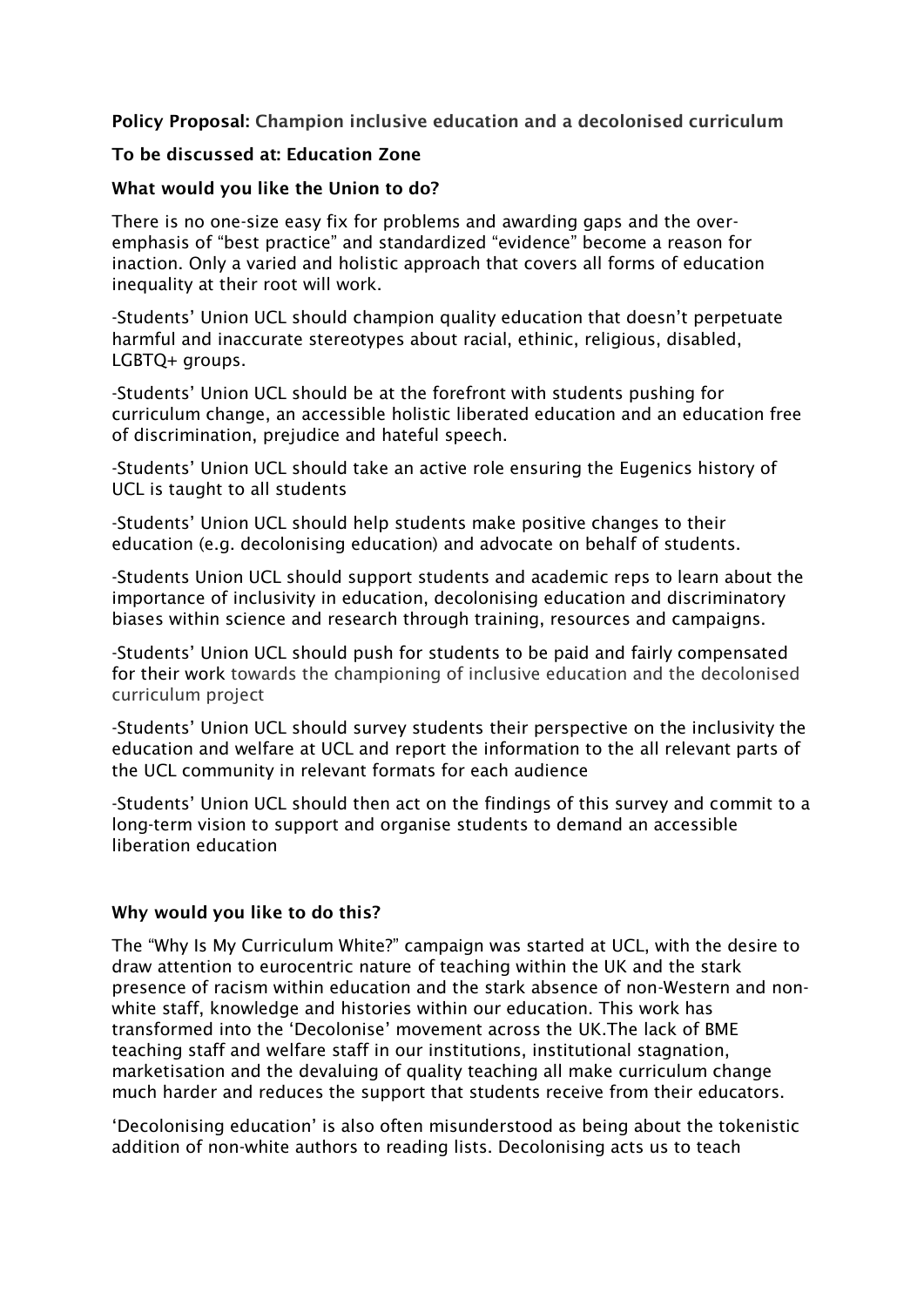**Policy Proposal:** **Champion inclusive education and a decolonised curriculum**

**To be discussed at: Education Zone**

**What would you like the Union to do?**

There is no one-size easy fix for problems and awarding gaps and the over-emphasis of "best practice" and standardized "evidence" become a reason for inaction. Only a varied and holistic approach that covers all forms of education inequality at their root will work.

-Students' Union UCL should champion quality education that doesn't perpetuate harmful and inaccurate stereotypes about racial, ethinic, religious, disabled, LGBTQ+ groups.

-Students' Union UCL should be at the forefront with students pushing for curriculum change, an accessible holistic liberated education and an education free of discrimination, prejudice and hateful speech.

-Students' Union UCL should take an active role ensuring the Eugenics history of UCL is taught to all students

-Students' Union UCL should help students make positive changes to their education (e.g. decolonising education) and advocate on behalf of students.

-Students Union UCL should support students and academic reps to learn about the importance of inclusivity in education, decolonising education and discriminatory biases within science and research through training, resources and campaigns.

-Students' Union UCL should push for students to be paid and fairly compensated for their work towards the championing of inclusive education and the decolonised curriculum project

-Students' Union UCL should survey students their perspective on the inclusivity the education and welfare at UCL and report the information to the all relevant parts of the UCL community in relevant formats for each audience

-Students' Union UCL should then act on the findings of this survey and commit to a long-term vision to support and organise students to demand an accessible liberation education

**Why would you like to do this?**

The "Why Is My Curriculum White?" campaign was started at UCL, with the desire to draw attention to eurocentric nature of teaching within the UK and the stark presence of racism within education and the stark absence of non-Western and non-white staff, knowledge and histories within our education. This work has transformed into the 'Decolonise' movement across the UK.The lack of BME teaching staff and welfare staff in our institutions, institutional stagnation, marketisation and the devaluing of quality teaching all make curriculum change much harder and reduces the support that students receive from their educators.

'Decolonising education' is also often misunderstood as being about the tokenistic addition of non-white authors to reading lists. Decolonising acts us to teach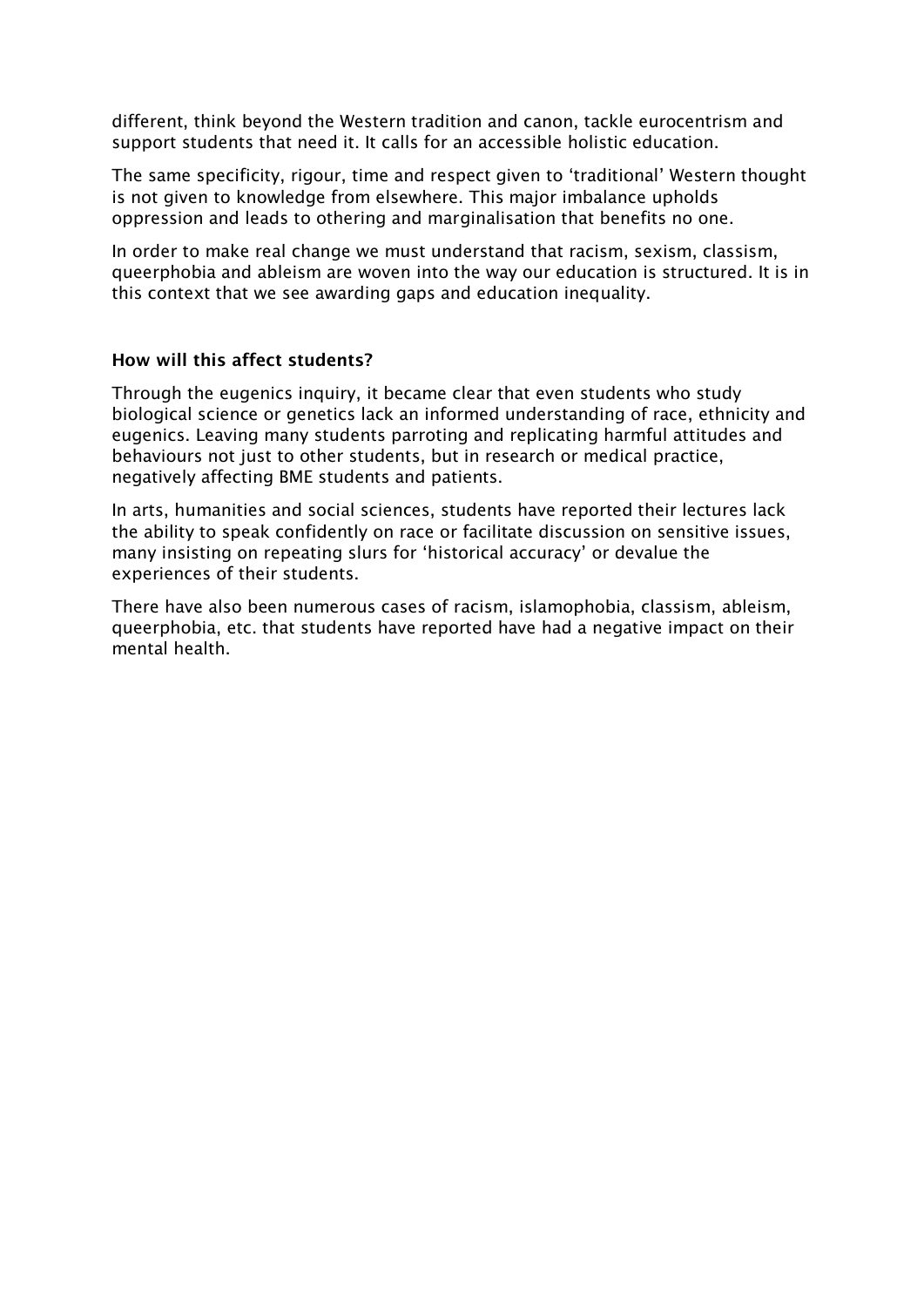different, think beyond the Western tradition and canon, tackle eurocentrism and support students that need it. It calls for an accessible holistic education.

The same specificity, rigour, time and respect given to 'traditional' Western thought is not given to knowledge from elsewhere. This major imbalance upholds oppression and leads to othering and marginalisation that benefits no one.

In order to make real change we must understand that racism, sexism, classism, queerphobia and ableism are woven into the way our education is structured. It is in this context that we see awarding gaps and education inequality.

**How will this affect students?**

Through the eugenics inquiry, it became clear that even students who study biological science or genetics lack an informed understanding of race, ethnicity and eugenics. Leaving many students parroting and replicating harmful attitudes and behaviours not just to other students, but in research or medical practice, negatively affecting BME students and patients.

In arts, humanities and social sciences, students have reported their lectures lack the ability to speak confidently on race or facilitate discussion on sensitive issues, many insisting on repeating slurs for 'historical accuracy' or devalue the experiences of their students.

There have also been numerous cases of racism, islamophobia, classism, ableism, queerphobia, etc. that students have reported have had a negative impact on their mental health.